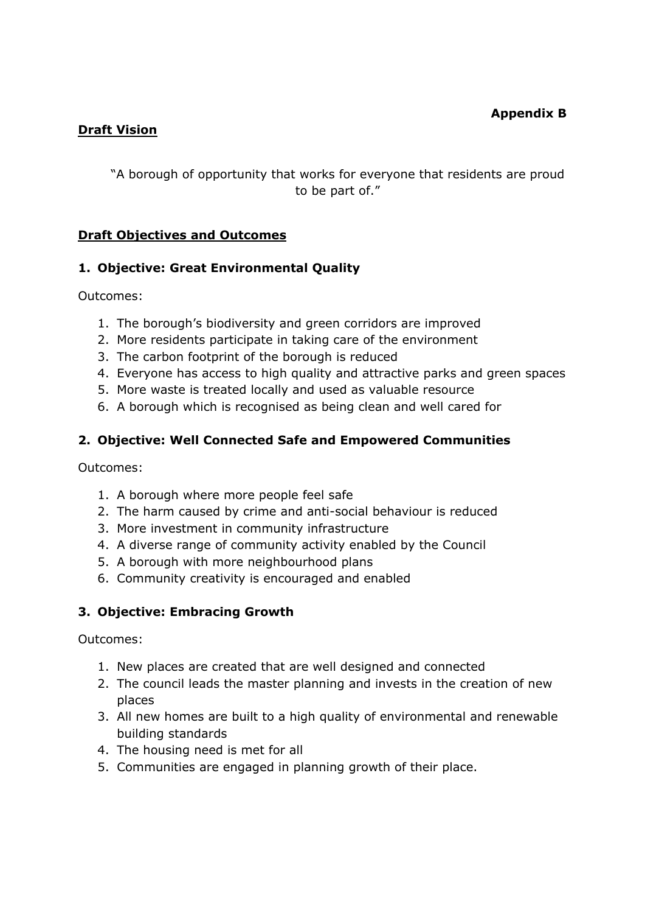**Appendix B**

## Draft Vision

"A borough of opportunity that works for everyone that residents are proud to be part of."

## Draft Objectives and Outcomes

### 1. Objective: Great Environmental Quality

Outcomes:

1. The borough's biodiversity and green corridors are improved
2. More residents participate in taking care of the environment
3. The carbon footprint of the borough is reduced
4. Everyone has access to high quality and attractive parks and green spaces
5. More waste is treated locally and used as valuable resource
6. A borough which is recognised as being clean and well cared for

### 2. Objective: Well Connected Safe and Empowered Communities

Outcomes:

1. A borough where more people feel safe
2. The harm caused by crime and anti-social behaviour is reduced
3. More investment in community infrastructure
4. A diverse range of community activity enabled by the Council
5. A borough with more neighbourhood plans
6. Community creativity is encouraged and enabled

### 3. Objective: Embracing Growth

Outcomes:

1. New places are created that are well designed and connected
2. The council leads the master planning and invests in the creation of new places
3. All new homes are built to a high quality of environmental and renewable building standards
4. The housing need is met for all
5. Communities are engaged in planning growth of their place.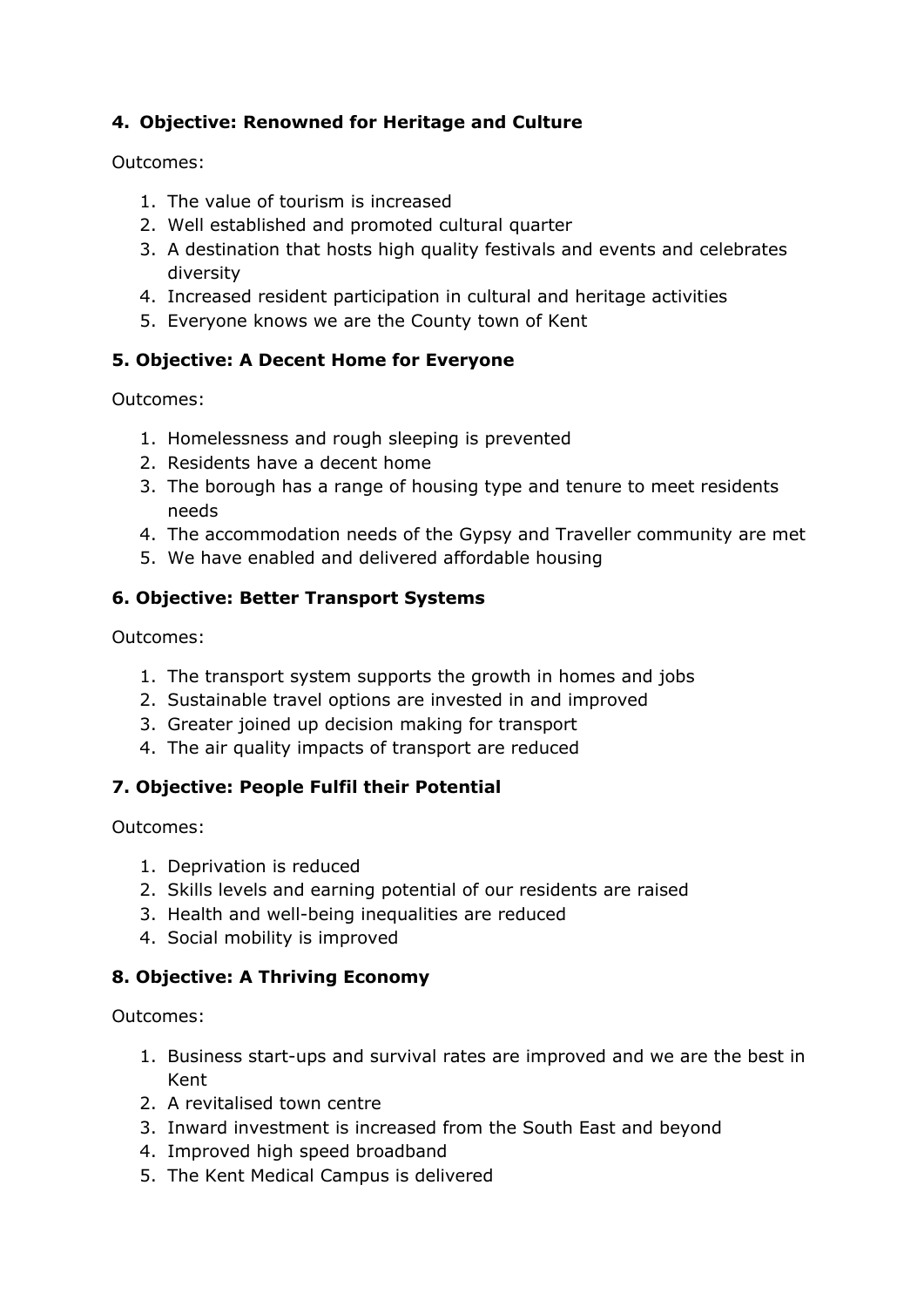### 4. Objective: Renowned for Heritage and Culture

Outcomes:

1. The value of tourism is increased
2. Well established and promoted cultural quarter
3. A destination that hosts high quality festivals and events and celebrates diversity
4. Increased resident participation in cultural and heritage activities
5. Everyone knows we are the County town of Kent

### 5. Objective: A Decent Home for Everyone

Outcomes:

1. Homelessness and rough sleeping is prevented
2. Residents have a decent home
3. The borough has a range of housing type and tenure to meet residents needs
4. The accommodation needs of the Gypsy and Traveller community are met
5. We have enabled and delivered affordable housing

### 6. Objective: Better Transport Systems

Outcomes:

1. The transport system supports the growth in homes and jobs
2. Sustainable travel options are invested in and improved
3. Greater joined up decision making for transport
4. The air quality impacts of transport are reduced

### 7. Objective: People Fulfil their Potential

Outcomes:

1. Deprivation is reduced
2. Skills levels and earning potential of our residents are raised
3. Health and well-being inequalities are reduced
4. Social mobility is improved

### 8. Objective: A Thriving Economy

Outcomes:

1. Business start-ups and survival rates are improved and we are the best in Kent
2. A revitalised town centre
3. Inward investment is increased from the South East and beyond
4. Improved high speed broadband
5. The Kent Medical Campus is delivered